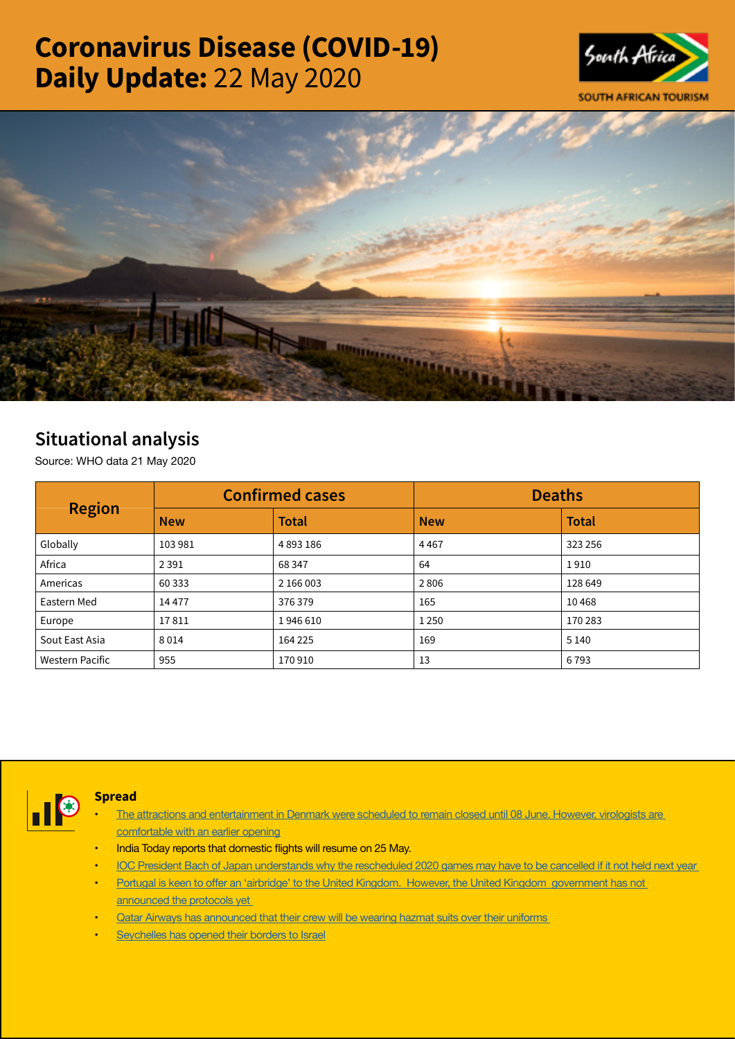# Coronavirus Disease (COVID-19) Daily Update: 22 May 2020

SOUTH AFRICAN TOURISM

## Situational analysis

Source: WHO data 21 May 2020

| Region | Confirmed cases | | Deaths | |
|---|---|---|---|---|
| | New | Total | New | Total |
| Globally | 103 981 | 4 893 186 | 4 467 | 323 256 |
| Africa | 2 391 | 68 347 | 64 | 1 910 |
| Americas | 60 333 | 2 166 003 | 2 806 | 128 649 |
| Eastern Med | 14 477 | 376 379 | 165 | 10 468 |
| Europe | 17 811 | 1 946 610 | 1 250 | 170 283 |
| Sout East Asia | 8 014 | 164 225 | 169 | 5 140 |
| Western Pacific | 955 | 170 910 | 13 | 6 793 |

### Spread

- The attractions and entertainment in Denmark were scheduled to remain closed until 08 June. However, virologists are comfortable with an earlier opening
- India Today reports that domestic flights will resume on 25 May.
- IOC President Bach of Japan understands why the rescheduled 2020 games may have to be cancelled if it not held next year
- Portugal is keen to offer an 'airbridge' to the United Kingdom. However, the United Kingdom government has not announced the protocols yet
- Qatar Airways has announced that their crew will be wearing hazmat suits over their uniforms
- Seychelles has opened their borders to Israel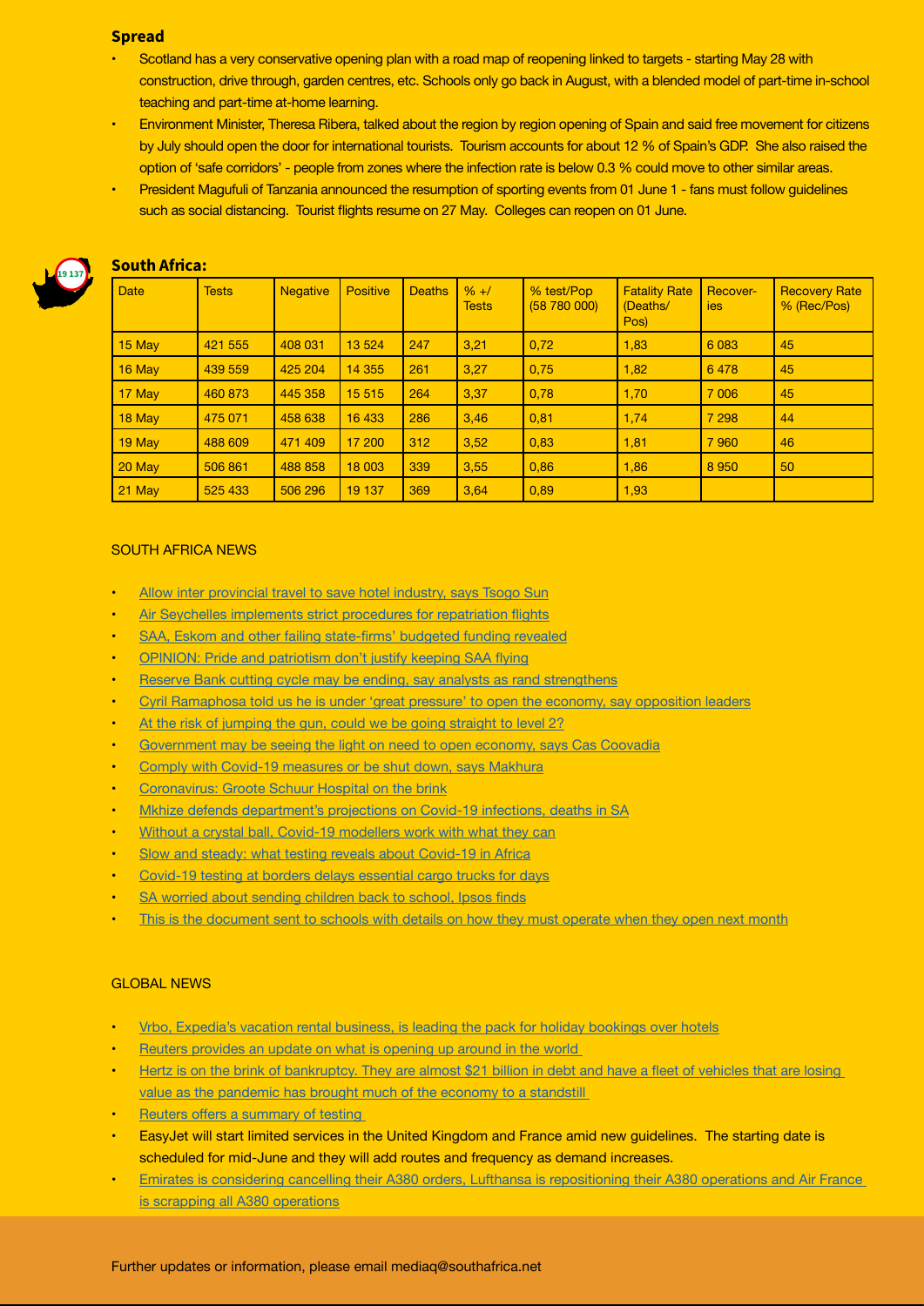## Spread

- Scotland has a very conservative opening plan with a road map of reopening linked to targets - starting May 28 with construction, drive through, garden centres, etc. Schools only go back in August, with a blended model of part-time in-school teaching and part-time at-home learning.
- Environment Minister, Theresa Ribera, talked about the region by region opening of Spain and said free movement for citizens by July should open the door for international tourists. Tourism accounts for about 12 % of Spain's GDP. She also raised the option of 'safe corridors' - people from zones where the infection rate is below 0.3 % could move to other similar areas.
- President Magufuli of Tanzania announced the resumption of sporting events from 01 June 1 - fans must follow guidelines such as social distancing. Tourist flights resume on 27 May. Colleges can reopen on 01 June.

19 137

## South Africa:

| Date | Tests | Negative | Positive | Deaths | % +/ Tests | % test/Pop (58 780 000) | Fatality Rate (Deaths/ Pos) | Recover-ies | Recovery Rate % (Rec/Pos) |
|---|---|---|---|---|---|---|---|---|---|
| 15 May | 421 555 | 408 031 | 13 524 | 247 | 3,21 | 0,72 | 1,83 | 6 083 | 45 |
| 16 May | 439 559 | 425 204 | 14 355 | 261 | 3,27 | 0,75 | 1,82 | 6 478 | 45 |
| 17 May | 460 873 | 445 358 | 15 515 | 264 | 3,37 | 0,78 | 1,70 | 7 006 | 45 |
| 18 May | 475 071 | 458 638 | 16 433 | 286 | 3,46 | 0,81 | 1,74 | 7 298 | 44 |
| 19 May | 488 609 | 471 409 | 17 200 | 312 | 3,52 | 0,83 | 1,81 | 7 960 | 46 |
| 20 May | 506 861 | 488 858 | 18 003 | 339 | 3,55 | 0,86 | 1,86 | 8 950 | 50 |
| 21 May | 525 433 | 506 296 | 19 137 | 369 | 3,64 | 0,89 | 1,93 | | |

SOUTH AFRICA NEWS

- Allow inter provincial travel to save hotel industry, says Tsogo Sun
- Air Seychelles implements strict procedures for repatriation flights
- SAA, Eskom and other failing state-firms' budgeted funding revealed
- OPINION: Pride and patriotism don't justify keeping SAA flying
- Reserve Bank cutting cycle may be ending, say analysts as rand strengthens
- Cyril Ramaphosa told us he is under 'great pressure' to open the economy, say opposition leaders
- At the risk of jumping the gun, could we be going straight to level 2?
- Government may be seeing the light on need to open economy, says Cas Coovadia
- Comply with Covid-19 measures or be shut down, says Makhura
- Coronavirus: Groote Schuur Hospital on the brink
- Mkhize defends department's projections on Covid-19 infections, deaths in SA
- Without a crystal ball, Covid-19 modellers work with what they can
- Slow and steady: what testing reveals about Covid-19 in Africa
- Covid-19 testing at borders delays essential cargo trucks for days
- SA worried about sending children back to school, Ipsos finds
- This is the document sent to schools with details on how they must operate when they open next month

GLOBAL NEWS

- Vrbo, Expedia's vacation rental business, is leading the pack for holiday bookings over hotels
- Reuters provides an update on what is opening up around the world
- Hertz is on the brink of bankruptcy. They are almost $21 billion in debt and have a fleet of vehicles that are losing value as the pandemic has brought much of the economy to a standstill
- Reuters offers a summary of testing
- EasyJet will start limited services in the United Kingdom and France amid new guidelines. The starting date is scheduled for mid-June and they will add routes and frequency as demand increases.
- Emirates is considering cancelling their A380 orders, Lufthansa is repositioning their A380 operations and Air France is scrapping all A380 operations

Further updates or information, please email mediaq@southafrica.net